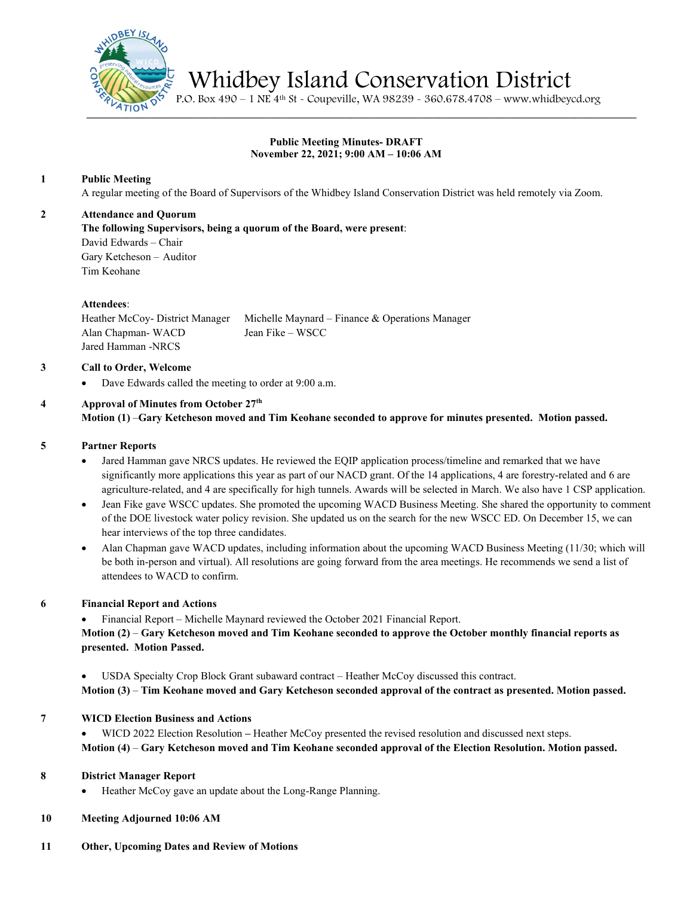# Whidbey Island Conservation District

P.O. Box 490 – 1 NE 4th St - Coupeville, WA 98239 - 360.678.4708 – www.whidbeycd.org

**Public Meeting Minutes- DRAFT**
**November 22, 2021; 9:00 AM – 10:06 AM**

**1 Public Meeting**

A regular meeting of the Board of Supervisors of the Whidbey Island Conservation District was held remotely via Zoom.

**2 Attendance and Quorum**

**The following Supervisors, being a quorum of the Board, were present**:
David Edwards – Chair
Gary Ketcheson – Auditor
Tim Keohane

**Attendees**:

Heather McCoy- District Manager
Alan Chapman- WACD
Jared Hamman -NRCS
Michelle Maynard – Finance & Operations Manager
Jean Fike – WSCC

**3 Call to Order, Welcome**

- Dave Edwards called the meeting to order at 9:00 a.m.

**4 Approval of Minutes from October 27th**

**Motion (1) –Gary Ketcheson moved and Tim Keohane seconded to approve for minutes presented. Motion passed.**

**5 Partner Reports**

- Jared Hamman gave NRCS updates. He reviewed the EQIP application process/timeline and remarked that we have significantly more applications this year as part of our NACD grant. Of the 14 applications, 4 are forestry-related and 6 are agriculture-related, and 4 are specifically for high tunnels. Awards will be selected in March. We also have 1 CSP application.
- Jean Fike gave WSCC updates. She promoted the upcoming WACD Business Meeting. She shared the opportunity to comment of the DOE livestock water policy revision. She updated us on the search for the new WSCC ED. On December 15, we can hear interviews of the top three candidates.
- Alan Chapman gave WACD updates, including information about the upcoming WACD Business Meeting (11/30; which will be both in-person and virtual). All resolutions are going forward from the area meetings. He recommends we send a list of attendees to WACD to confirm.

**6 Financial Report and Actions**

- Financial Report – Michelle Maynard reviewed the October 2021 Financial Report.

**Motion (2) – Gary Ketcheson moved and Tim Keohane seconded to approve the October monthly financial reports as presented. Motion Passed.**

- USDA Specialty Crop Block Grant subaward contract – Heather McCoy discussed this contract.

**Motion (3) – Tim Keohane moved and Gary Ketcheson seconded approval of the contract as presented. Motion passed.**

**7 WICD Election Business and Actions**

- WICD 2022 Election Resolution **–** Heather McCoy presented the revised resolution and discussed next steps.

**Motion (4) – Gary Ketcheson moved and Tim Keohane seconded approval of the Election Resolution. Motion passed.**

**8 District Manager Report**

- Heather McCoy gave an update about the Long-Range Planning.

**10 Meeting Adjourned 10:06 AM**

**11 Other, Upcoming Dates and Review of Motions**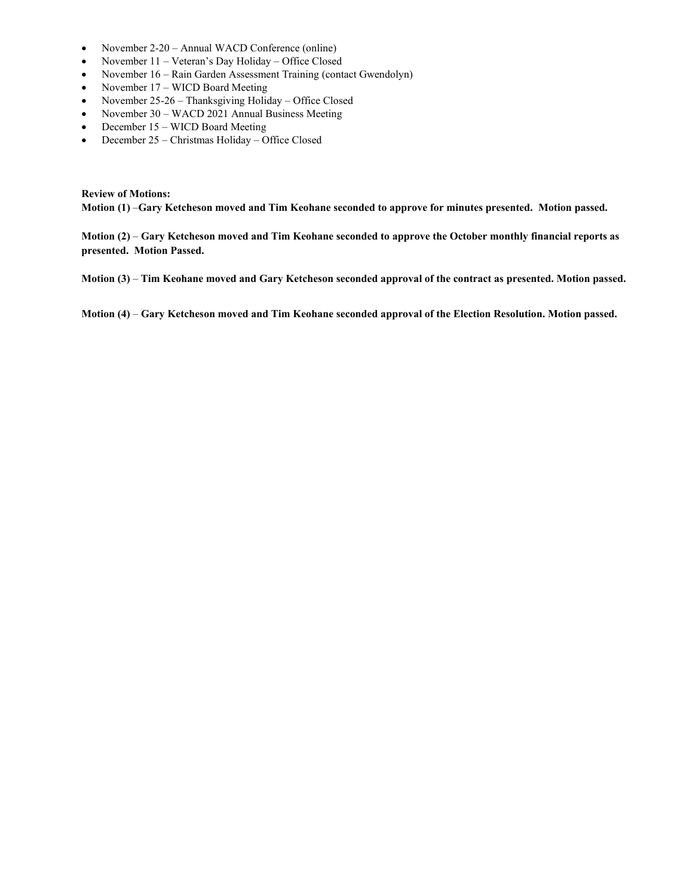- November 2-20 – Annual WACD Conference (online)
- November 11 – Veteran's Day Holiday – Office Closed
- November 16 – Rain Garden Assessment Training (contact Gwendolyn)
- November 17 – WICD Board Meeting
- November 25-26 – Thanksgiving Holiday – Office Closed
- November 30 – WACD 2021 Annual Business Meeting
- December 15 – WICD Board Meeting
- December 25 – Christmas Holiday – Office Closed

**Review of Motions:**
**Motion (1) –Gary Ketcheson moved and Tim Keohane seconded to approve for minutes presented. Motion passed.**

**Motion (2) – Gary Ketcheson moved and Tim Keohane seconded to approve the October monthly financial reports as presented. Motion Passed.**

**Motion (3) – Tim Keohane moved and Gary Ketcheson seconded approval of the contract as presented. Motion passed.**

**Motion (4) – Gary Ketcheson moved and Tim Keohane seconded approval of the Election Resolution. Motion passed.**